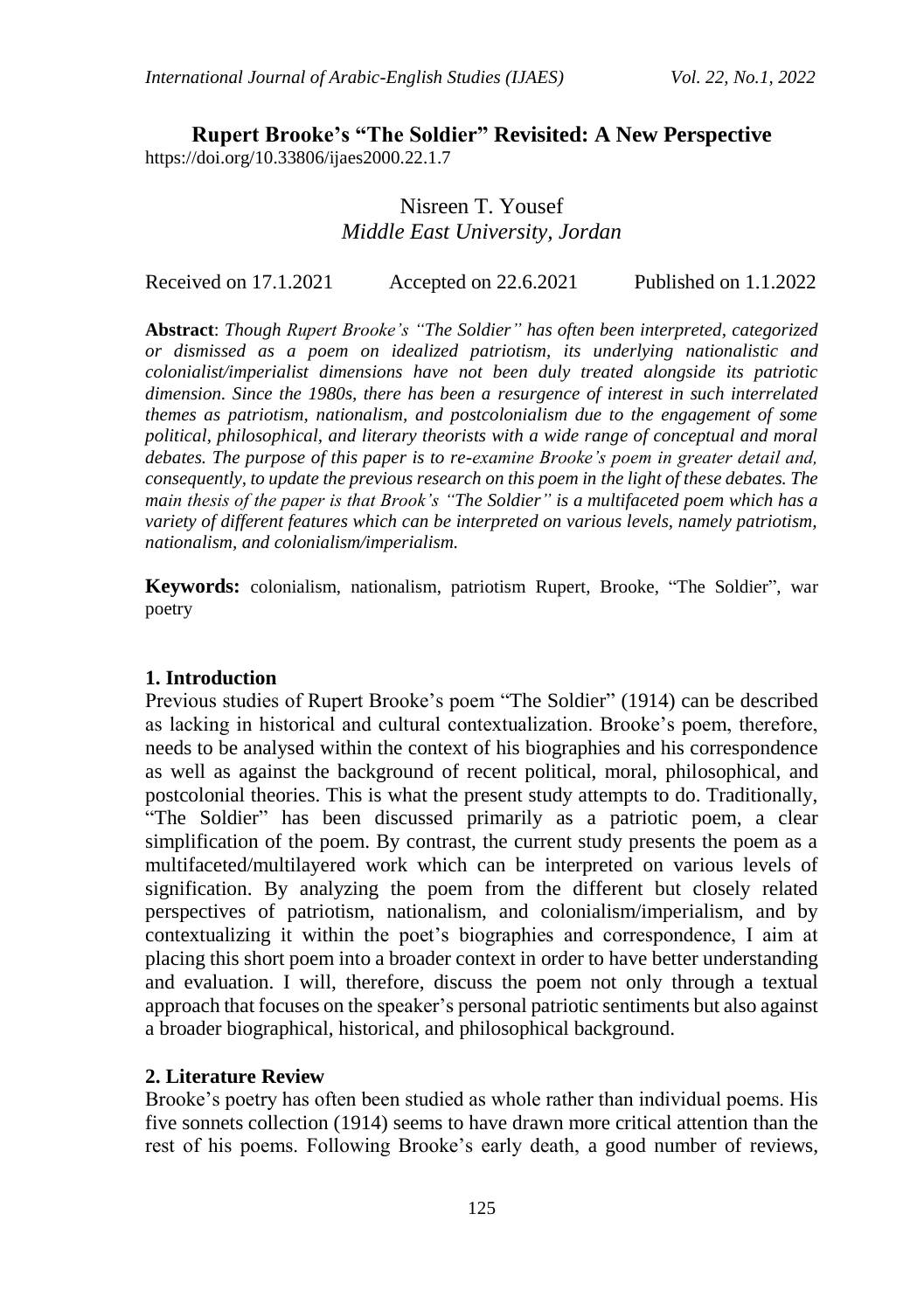# Rupert Brooke's "The Soldier" Revisited: A New Perspective

https://doi.org/10.33806/ijaes2000.22.1.7

Nisreen T. Yousef
*Middle East University, Jordan*

Received on 17.1.2021 Accepted on 22.6.2021 Published on 1.1.2022

**Abstract**: *Though Rupert Brooke's "The Soldier" has often been interpreted, categorized or dismissed as a poem on idealized patriotism, its underlying nationalistic and colonialist/imperialist dimensions have not been duly treated alongside its patriotic dimension. Since the 1980s, there has been a resurgence of interest in such interrelated themes as patriotism, nationalism, and postcolonialism due to the engagement of some political, philosophical, and literary theorists with a wide range of conceptual and moral debates. The purpose of this paper is to re-examine Brooke's poem in greater detail and, consequently, to update the previous research on this poem in the light of these debates. The main thesis of the paper is that Brook's "The Soldier" is a multifaceted poem which has a variety of different features which can be interpreted on various levels, namely patriotism, nationalism, and colonialism/imperialism.*

**Keywords:** colonialism, nationalism, patriotism Rupert, Brooke, "The Soldier", war poetry

## 1. Introduction

Previous studies of Rupert Brooke's poem "The Soldier" (1914) can be described as lacking in historical and cultural contextualization. Brooke's poem, therefore, needs to be analysed within the context of his biographies and his correspondence as well as against the background of recent political, moral, philosophical, and postcolonial theories. This is what the present study attempts to do. Traditionally, "The Soldier" has been discussed primarily as a patriotic poem, a clear simplification of the poem. By contrast, the current study presents the poem as a multifaceted/multilayered work which can be interpreted on various levels of signification. By analyzing the poem from the different but closely related perspectives of patriotism, nationalism, and colonialism/imperialism, and by contextualizing it within the poet's biographies and correspondence, I aim at placing this short poem into a broader context in order to have better understanding and evaluation. I will, therefore, discuss the poem not only through a textual approach that focuses on the speaker's personal patriotic sentiments but also against a broader biographical, historical, and philosophical background.

## 2. Literature Review

Brooke's poetry has often been studied as whole rather than individual poems. His five sonnets collection (1914) seems to have drawn more critical attention than the rest of his poems. Following Brooke's early death, a good number of reviews,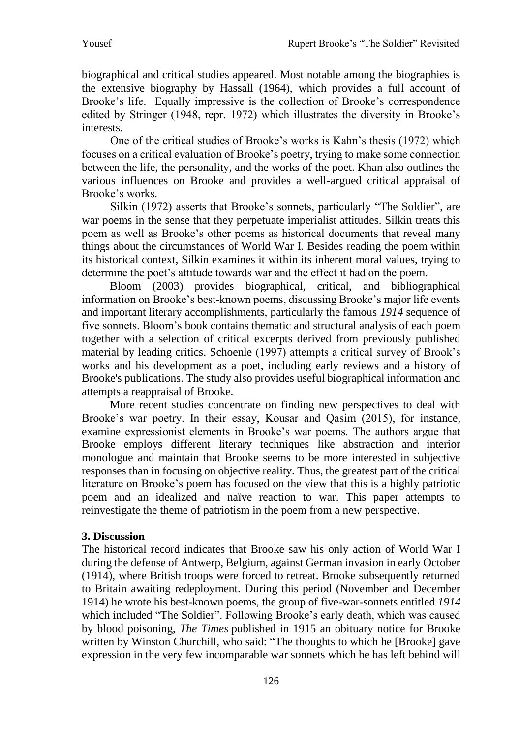biographical and critical studies appeared. Most notable among the biographies is the extensive biography by Hassall (1964), which provides a full account of Brooke's life. Equally impressive is the collection of Brooke's correspondence edited by Stringer (1948, repr. 1972) which illustrates the diversity in Brooke's interests.

One of the critical studies of Brooke's works is Kahn's thesis (1972) which focuses on a critical evaluation of Brooke's poetry, trying to make some connection between the life, the personality, and the works of the poet. Khan also outlines the various influences on Brooke and provides a well-argued critical appraisal of Brooke's works.

Silkin (1972) asserts that Brooke's sonnets, particularly "The Soldier", are war poems in the sense that they perpetuate imperialist attitudes. Silkin treats this poem as well as Brooke's other poems as historical documents that reveal many things about the circumstances of World War I. Besides reading the poem within its historical context, Silkin examines it within its inherent moral values, trying to determine the poet's attitude towards war and the effect it had on the poem.

Bloom (2003) provides biographical, critical, and bibliographical information on Brooke's best-known poems, discussing Brooke's major life events and important literary accomplishments, particularly the famous *1914* sequence of five sonnets. Bloom's book contains thematic and structural analysis of each poem together with a selection of critical excerpts derived from previously published material by leading critics. Schoenle (1997) attempts a critical survey of Brook's works and his development as a poet, including early reviews and a history of Brooke's publications. The study also provides useful biographical information and attempts a reappraisal of Brooke.

More recent studies concentrate on finding new perspectives to deal with Brooke's war poetry. In their essay, Kousar and Qasim (2015), for instance, examine expressionist elements in Brooke's war poems. The authors argue that Brooke employs different literary techniques like abstraction and interior monologue and maintain that Brooke seems to be more interested in subjective responses than in focusing on objective reality. Thus, the greatest part of the critical literature on Brooke's poem has focused on the view that this is a highly patriotic poem and an idealized and naïve reaction to war. This paper attempts to reinvestigate the theme of patriotism in the poem from a new perspective.

## 3. Discussion

The historical record indicates that Brooke saw his only action of World War I during the defense of Antwerp, Belgium, against German invasion in early October (1914), where British troops were forced to retreat. Brooke subsequently returned to Britain awaiting redeployment. During this period (November and December 1914) he wrote his best-known poems, the group of five-war-sonnets entitled *1914* which included "The Soldier". Following Brooke's early death, which was caused by blood poisoning, *The Times* published in 1915 an obituary notice for Brooke written by Winston Churchill, who said: "The thoughts to which he [Brooke] gave expression in the very few incomparable war sonnets which he has left behind will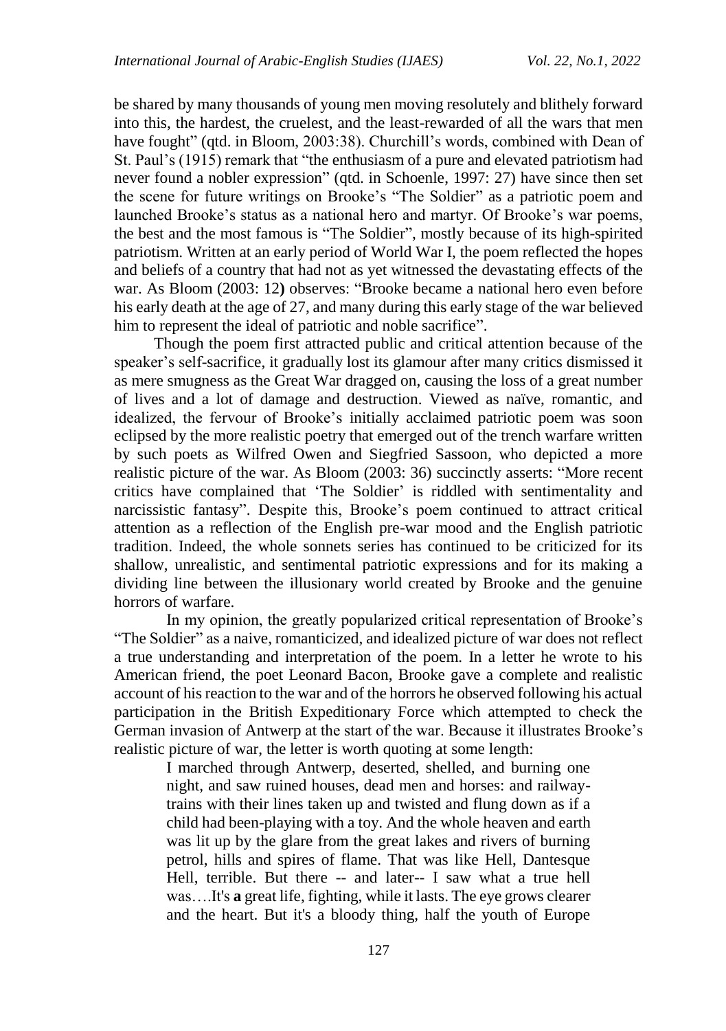be shared by many thousands of young men moving resolutely and blithely forward into this, the hardest, the cruelest, and the least-rewarded of all the wars that men have fought" (qtd. in Bloom, 2003:38). Churchill's words, combined with Dean of St. Paul's (1915) remark that "the enthusiasm of a pure and elevated patriotism had never found a nobler expression" (qtd. in Schoenle, 1997: 27) have since then set the scene for future writings on Brooke's "The Soldier" as a patriotic poem and launched Brooke's status as a national hero and martyr. Of Brooke's war poems, the best and the most famous is "The Soldier", mostly because of its high-spirited patriotism. Written at an early period of World War I, the poem reflected the hopes and beliefs of a country that had not as yet witnessed the devastating effects of the war. As Bloom (2003: 12**)** observes: "Brooke became a national hero even before his early death at the age of 27, and many during this early stage of the war believed him to represent the ideal of patriotic and noble sacrifice".

Though the poem first attracted public and critical attention because of the speaker's self-sacrifice, it gradually lost its glamour after many critics dismissed it as mere smugness as the Great War dragged on, causing the loss of a great number of lives and a lot of damage and destruction. Viewed as naïve, romantic, and idealized, the fervour of Brooke's initially acclaimed patriotic poem was soon eclipsed by the more realistic poetry that emerged out of the trench warfare written by such poets as Wilfred Owen and Siegfried Sassoon, who depicted a more realistic picture of the war. As Bloom (2003: 36) succinctly asserts: "More recent critics have complained that 'The Soldier' is riddled with sentimentality and narcissistic fantasy". Despite this, Brooke's poem continued to attract critical attention as a reflection of the English pre-war mood and the English patriotic tradition. Indeed, the whole sonnets series has continued to be criticized for its shallow, unrealistic, and sentimental patriotic expressions and for its making a dividing line between the illusionary world created by Brooke and the genuine horrors of warfare.

In my opinion, the greatly popularized critical representation of Brooke's "The Soldier" as a naive, romanticized, and idealized picture of war does not reflect a true understanding and interpretation of the poem. In a letter he wrote to his American friend, the poet Leonard Bacon, Brooke gave a complete and realistic account of his reaction to the war and of the horrors he observed following his actual participation in the British Expeditionary Force which attempted to check the German invasion of Antwerp at the start of the war. Because it illustrates Brooke's realistic picture of war, the letter is worth quoting at some length:

> I marched through Antwerp, deserted, shelled, and burning one night, and saw ruined houses, dead men and horses: and railway-trains with their lines taken up and twisted and flung down as if a child had been-playing with a toy. And the whole heaven and earth was lit up by the glare from the great lakes and rivers of burning petrol, hills and spires of flame. That was like Hell, Dantesque Hell, terrible. But there -- and later-- I saw what a true hell was….It's **a** great life, fighting, while it lasts. The eye grows clearer and the heart. But it's a bloody thing, half the youth of Europe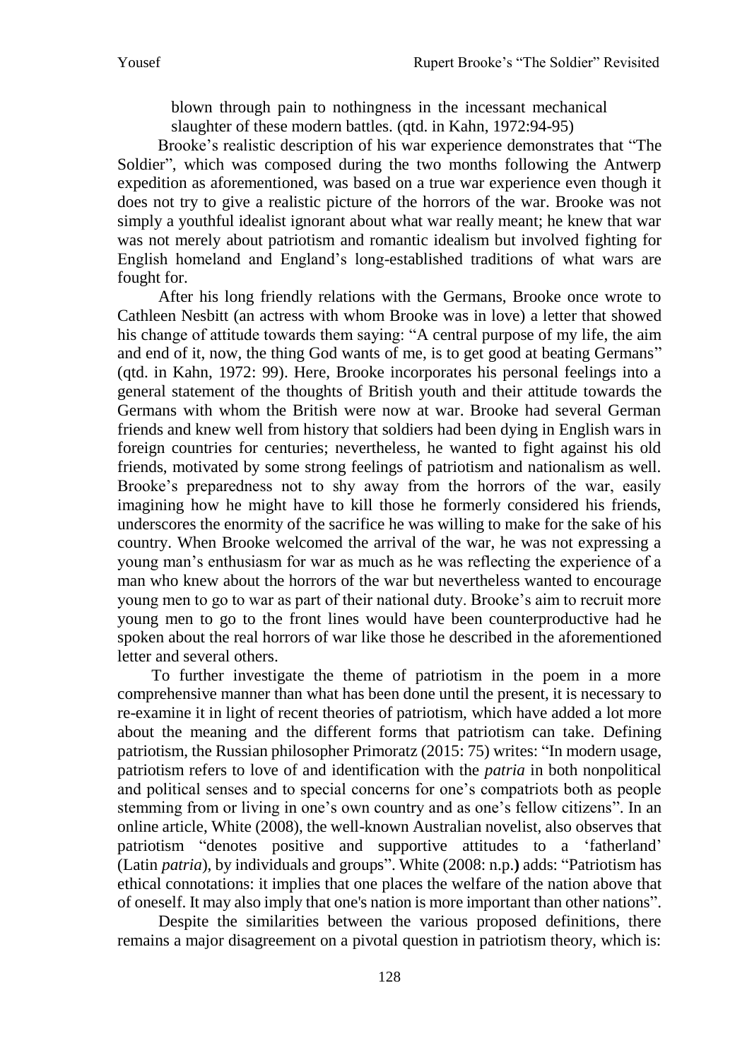> blown through pain to nothingness in the incessant mechanical slaughter of these modern battles. (qtd. in Kahn, 1972:94-95)

Brooke's realistic description of his war experience demonstrates that "The Soldier", which was composed during the two months following the Antwerp expedition as aforementioned, was based on a true war experience even though it does not try to give a realistic picture of the horrors of the war. Brooke was not simply a youthful idealist ignorant about what war really meant; he knew that war was not merely about patriotism and romantic idealism but involved fighting for English homeland and England's long-established traditions of what wars are fought for.

After his long friendly relations with the Germans, Brooke once wrote to Cathleen Nesbitt (an actress with whom Brooke was in love) a letter that showed his change of attitude towards them saying: "A central purpose of my life, the aim and end of it, now, the thing God wants of me, is to get good at beating Germans" (qtd. in Kahn, 1972: 99). Here, Brooke incorporates his personal feelings into a general statement of the thoughts of British youth and their attitude towards the Germans with whom the British were now at war. Brooke had several German friends and knew well from history that soldiers had been dying in English wars in foreign countries for centuries; nevertheless, he wanted to fight against his old friends, motivated by some strong feelings of patriotism and nationalism as well. Brooke's preparedness not to shy away from the horrors of the war, easily imagining how he might have to kill those he formerly considered his friends, underscores the enormity of the sacrifice he was willing to make for the sake of his country. When Brooke welcomed the arrival of the war, he was not expressing a young man's enthusiasm for war as much as he was reflecting the experience of a man who knew about the horrors of the war but nevertheless wanted to encourage young men to go to war as part of their national duty. Brooke's aim to recruit more young men to go to the front lines would have been counterproductive had he spoken about the real horrors of war like those he described in the aforementioned letter and several others.

To further investigate the theme of patriotism in the poem in a more comprehensive manner than what has been done until the present, it is necessary to re-examine it in light of recent theories of patriotism, which have added a lot more about the meaning and the different forms that patriotism can take. Defining patriotism, the Russian philosopher Primoratz (2015: 75) writes: "In modern usage, patriotism refers to love of and identification with the *patria* in both nonpolitical and political senses and to special concerns for one's compatriots both as people stemming from or living in one's own country and as one's fellow citizens". In an online article, White (2008), the well-known Australian novelist, also observes that patriotism "denotes positive and supportive attitudes to a 'fatherland' (Latin *patria*), by individuals and groups". White (2008: n.p.) adds: "Patriotism has ethical connotations: it implies that one places the welfare of the nation above that of oneself. It may also imply that one's nation is more important than other nations".

Despite the similarities between the various proposed definitions, there remains a major disagreement on a pivotal question in patriotism theory, which is: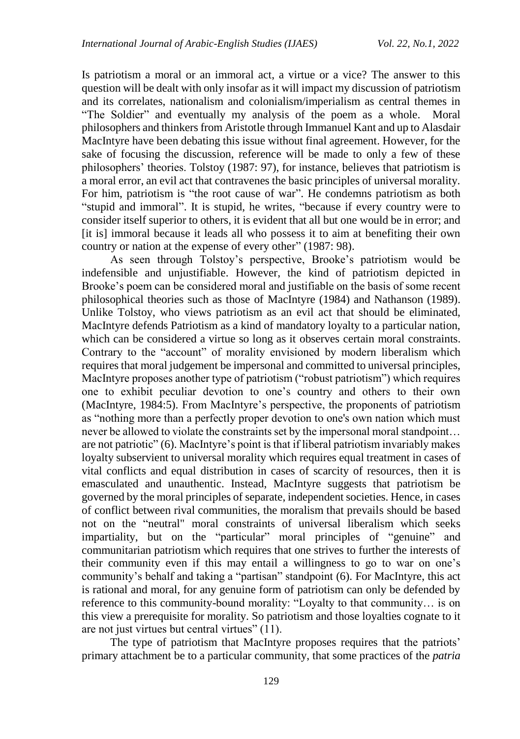Is patriotism a moral or an immoral act, a virtue or a vice? The answer to this question will be dealt with only insofar as it will impact my discussion of patriotism and its correlates, nationalism and colonialism/imperialism as central themes in "The Soldier" and eventually my analysis of the poem as a whole. Moral philosophers and thinkers from Aristotle through Immanuel Kant and up to Alasdair MacIntyre have been debating this issue without final agreement. However, for the sake of focusing the discussion, reference will be made to only a few of these philosophers' theories. Tolstoy (1987: 97), for instance, believes that patriotism is a moral error, an evil act that contravenes the basic principles of universal morality. For him, patriotism is "the root cause of war". He condemns patriotism as both "stupid and immoral". It is stupid, he writes, "because if every country were to consider itself superior to others, it is evident that all but one would be in error; and [it is] immoral because it leads all who possess it to aim at benefiting their own country or nation at the expense of every other" (1987: 98).

As seen through Tolstoy's perspective, Brooke's patriotism would be indefensible and unjustifiable. However, the kind of patriotism depicted in Brooke's poem can be considered moral and justifiable on the basis of some recent philosophical theories such as those of MacIntyre (1984) and Nathanson (1989). Unlike Tolstoy, who views patriotism as an evil act that should be eliminated, MacIntyre defends Patriotism as a kind of mandatory loyalty to a particular nation, which can be considered a virtue so long as it observes certain moral constraints. Contrary to the "account" of morality envisioned by modern liberalism which requires that moral judgement be impersonal and committed to universal principles, MacIntyre proposes another type of patriotism ("robust patriotism") which requires one to exhibit peculiar devotion to one's country and others to their own (MacIntyre, 1984:5). From MacIntyre's perspective, the proponents of patriotism as "nothing more than a perfectly proper devotion to one's own nation which must never be allowed to violate the constraints set by the impersonal moral standpoint… are not patriotic" (6). MacIntyre's point is that if liberal patriotism invariably makes loyalty subservient to universal morality which requires equal treatment in cases of vital conflicts and equal distribution in cases of scarcity of resources, then it is emasculated and unauthentic. Instead, MacIntyre suggests that patriotism be governed by the moral principles of separate, independent societies. Hence, in cases of conflict between rival communities, the moralism that prevails should be based not on the "neutral" moral constraints of universal liberalism which seeks impartiality, but on the "particular" moral principles of "genuine" and communitarian patriotism which requires that one strives to further the interests of their community even if this may entail a willingness to go to war on one's community's behalf and taking a "partisan" standpoint (6). For MacIntyre, this act is rational and moral, for any genuine form of patriotism can only be defended by reference to this community-bound morality: "Loyalty to that community… is on this view a prerequisite for morality. So patriotism and those loyalties cognate to it are not just virtues but central virtues" (11).

The type of patriotism that MacIntyre proposes requires that the patriots' primary attachment be to a particular community, that some practices of the *patria*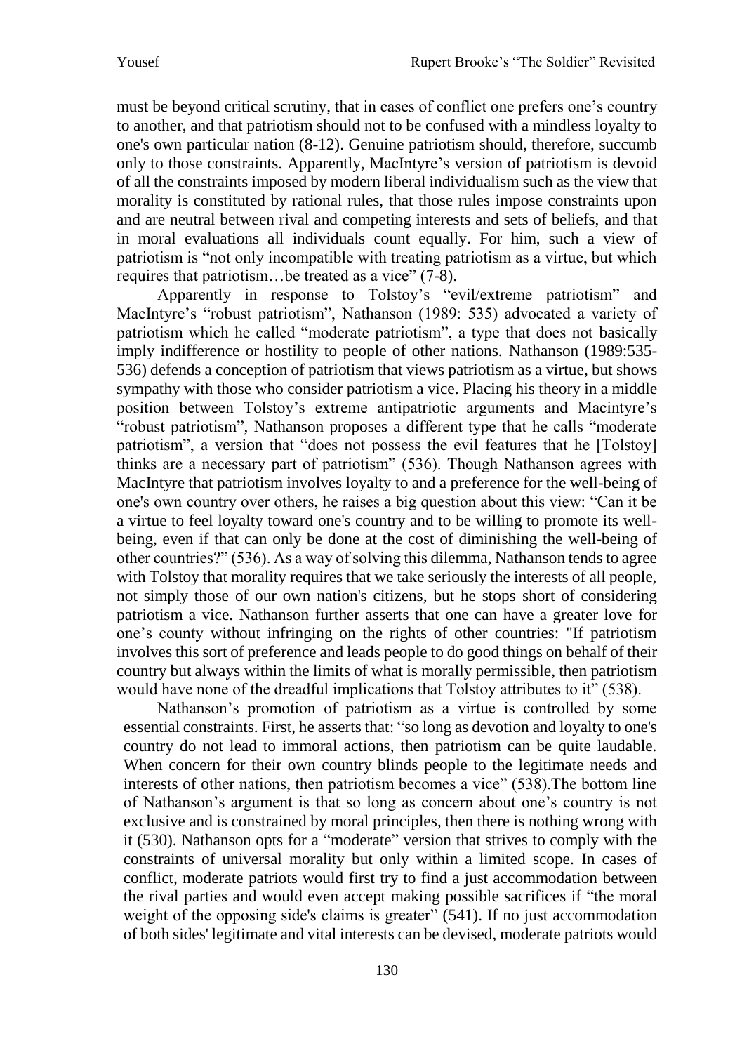must be beyond critical scrutiny, that in cases of conflict one prefers one's country to another, and that patriotism should not to be confused with a mindless loyalty to one's own particular nation (8-12). Genuine patriotism should, therefore, succumb only to those constraints. Apparently, MacIntyre's version of patriotism is devoid of all the constraints imposed by modern liberal individualism such as the view that morality is constituted by rational rules, that those rules impose constraints upon and are neutral between rival and competing interests and sets of beliefs, and that in moral evaluations all individuals count equally. For him, such a view of patriotism is "not only incompatible with treating patriotism as a virtue, but which requires that patriotism…be treated as a vice" (7-8).

Apparently in response to Tolstoy's "evil/extreme patriotism" and MacIntyre's "robust patriotism", Nathanson (1989: 535) advocated a variety of patriotism which he called "moderate patriotism", a type that does not basically imply indifference or hostility to people of other nations. Nathanson (1989:535-536) defends a conception of patriotism that views patriotism as a virtue, but shows sympathy with those who consider patriotism a vice. Placing his theory in a middle position between Tolstoy's extreme antipatriotic arguments and Macintyre's "robust patriotism", Nathanson proposes a different type that he calls "moderate patriotism", a version that "does not possess the evil features that he [Tolstoy] thinks are a necessary part of patriotism" (536). Though Nathanson agrees with MacIntyre that patriotism involves loyalty to and a preference for the well-being of one's own country over others, he raises a big question about this view: "Can it be a virtue to feel loyalty toward one's country and to be willing to promote its well-being, even if that can only be done at the cost of diminishing the well-being of other countries?" (536). As a way of solving this dilemma, Nathanson tends to agree with Tolstoy that morality requires that we take seriously the interests of all people, not simply those of our own nation's citizens, but he stops short of considering patriotism a vice. Nathanson further asserts that one can have a greater love for one's county without infringing on the rights of other countries: "If patriotism involves this sort of preference and leads people to do good things on behalf of their country but always within the limits of what is morally permissible, then patriotism would have none of the dreadful implications that Tolstoy attributes to it" (538).

Nathanson's promotion of patriotism as a virtue is controlled by some essential constraints. First, he asserts that: "so long as devotion and loyalty to one's country do not lead to immoral actions, then patriotism can be quite laudable. When concern for their own country blinds people to the legitimate needs and interests of other nations, then patriotism becomes a vice" (538).The bottom line of Nathanson's argument is that so long as concern about one's country is not exclusive and is constrained by moral principles, then there is nothing wrong with it (530). Nathanson opts for a "moderate" version that strives to comply with the constraints of universal morality but only within a limited scope. In cases of conflict, moderate patriots would first try to find a just accommodation between the rival parties and would even accept making possible sacrifices if "the moral weight of the opposing side's claims is greater" (541). If no just accommodation of both sides' legitimate and vital interests can be devised, moderate patriots would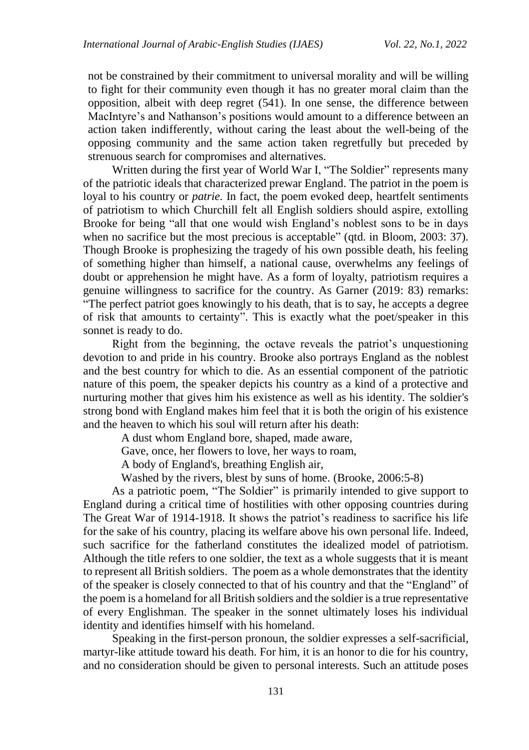not be constrained by their commitment to universal morality and will be willing to fight for their community even though it has no greater moral claim than the opposition, albeit with deep regret (541). In one sense, the difference between MacIntyre's and Nathanson's positions would amount to a difference between an action taken indifferently, without caring the least about the well-being of the opposing community and the same action taken regretfully but preceded by strenuous search for compromises and alternatives.

Written during the first year of World War I, "The Soldier" represents many of the patriotic ideals that characterized prewar England. The patriot in the poem is loyal to his country or *patrie.* In fact, the poem evoked deep, heartfelt sentiments of patriotism to which Churchill felt all English soldiers should aspire, extolling Brooke for being "all that one would wish England's noblest sons to be in days when no sacrifice but the most precious is acceptable" (qtd. in Bloom, 2003: 37). Though Brooke is prophesizing the tragedy of his own possible death, his feeling of something higher than himself, a national cause, overwhelms any feelings of doubt or apprehension he might have. As a form of loyalty, patriotism requires a genuine willingness to sacrifice for the country. As Garner (2019: 83) remarks: "The perfect patriot goes knowingly to his death, that is to say, he accepts a degree of risk that amounts to certainty". This is exactly what the poet/speaker in this sonnet is ready to do.

Right from the beginning, the octave reveals the patriot's unquestioning devotion to and pride in his country. Brooke also portrays England as the noblest and the best country for which to die. As an essential component of the patriotic nature of this poem, the speaker depicts his country as a kind of a protective and nurturing mother that gives him his existence as well as his identity. The soldier's strong bond with England makes him feel that it is both the origin of his existence and the heaven to which his soul will return after his death:

> A dust whom England bore, shaped, made aware,
> Gave, once, her flowers to love, her ways to roam,
> A body of England's, breathing English air,
> Washed by the rivers, blest by suns of home. (Brooke, 2006:5-8)

As a patriotic poem, "The Soldier" is primarily intended to give support to England during a critical time of hostilities with other opposing countries during The Great War of 1914-1918. It shows the patriot's readiness to sacrifice his life for the sake of his country, placing its welfare above his own personal life. Indeed, such sacrifice for the fatherland constitutes the idealized model of patriotism. Although the title refers to one soldier, the text as a whole suggests that it is meant to represent all British soldiers. The poem as a whole demonstrates that the identity of the speaker is closely connected to that of his country and that the "England" of the poem is a homeland for all British soldiers and the soldier is a true representative of every Englishman. The speaker in the sonnet ultimately loses his individual identity and identifies himself with his homeland.

Speaking in the first-person pronoun, the soldier expresses a self-sacrificial, martyr-like attitude toward his death. For him, it is an honor to die for his country, and no consideration should be given to personal interests. Such an attitude poses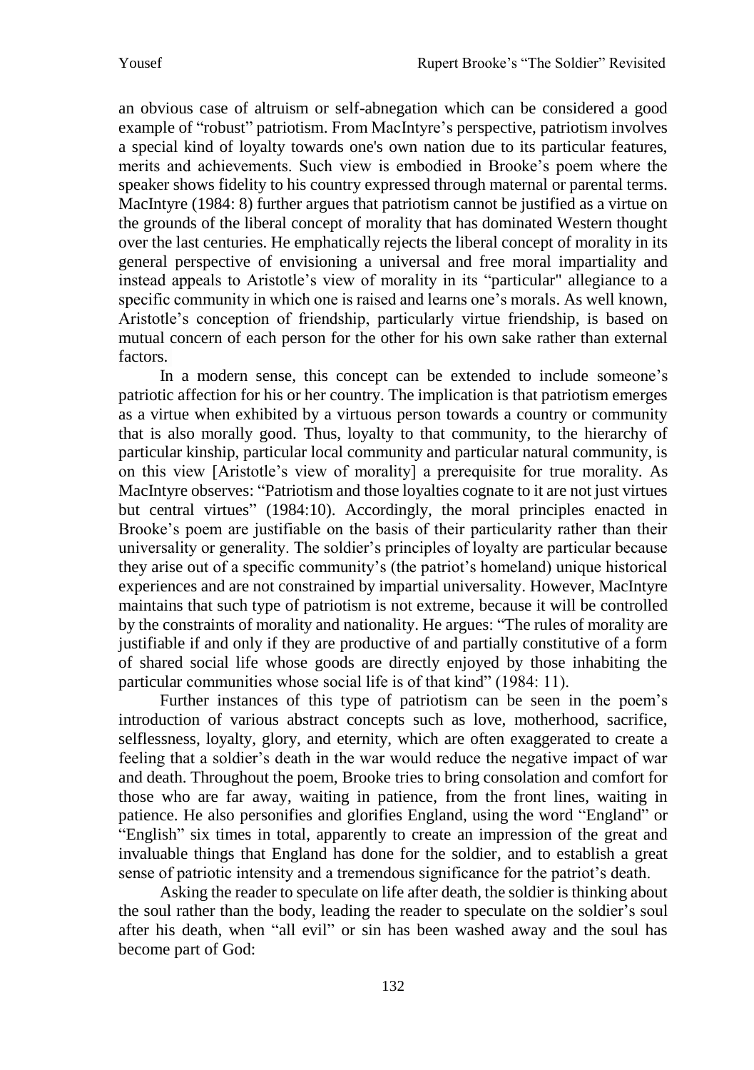an obvious case of altruism or self-abnegation which can be considered a good example of "robust" patriotism. From MacIntyre's perspective, patriotism involves a special kind of loyalty towards one's own nation due to its particular features, merits and achievements. Such view is embodied in Brooke's poem where the speaker shows fidelity to his country expressed through maternal or parental terms. MacIntyre (1984: 8) further argues that patriotism cannot be justified as a virtue on the grounds of the liberal concept of morality that has dominated Western thought over the last centuries. He emphatically rejects the liberal concept of morality in its general perspective of envisioning a universal and free moral impartiality and instead appeals to Aristotle's view of morality in its "particular" allegiance to a specific community in which one is raised and learns one's morals. As well known, Aristotle's conception of friendship, particularly virtue friendship, is based on mutual concern of each person for the other for his own sake rather than external factors.

In a modern sense, this concept can be extended to include someone's patriotic affection for his or her country. The implication is that patriotism emerges as a virtue when exhibited by a virtuous person towards a country or community that is also morally good. Thus, loyalty to that community, to the hierarchy of particular kinship, particular local community and particular natural community, is on this view [Aristotle's view of morality] a prerequisite for true morality. As MacIntyre observes: "Patriotism and those loyalties cognate to it are not just virtues but central virtues" (1984:10). Accordingly, the moral principles enacted in Brooke's poem are justifiable on the basis of their particularity rather than their universality or generality. The soldier's principles of loyalty are particular because they arise out of a specific community's (the patriot's homeland) unique historical experiences and are not constrained by impartial universality. However, MacIntyre maintains that such type of patriotism is not extreme, because it will be controlled by the constraints of morality and nationality. He argues: "The rules of morality are justifiable if and only if they are productive of and partially constitutive of a form of shared social life whose goods are directly enjoyed by those inhabiting the particular communities whose social life is of that kind" (1984: 11).

Further instances of this type of patriotism can be seen in the poem's introduction of various abstract concepts such as love, motherhood, sacrifice, selflessness, loyalty, glory, and eternity, which are often exaggerated to create a feeling that a soldier's death in the war would reduce the negative impact of war and death. Throughout the poem, Brooke tries to bring consolation and comfort for those who are far away, waiting in patience, from the front lines, waiting in patience. He also personifies and glorifies England, using the word "England" or "English" six times in total, apparently to create an impression of the great and invaluable things that England has done for the soldier, and to establish a great sense of patriotic intensity and a tremendous significance for the patriot's death.

Asking the reader to speculate on life after death, the soldier is thinking about the soul rather than the body, leading the reader to speculate on the soldier's soul after his death, when "all evil" or sin has been washed away and the soul has become part of God: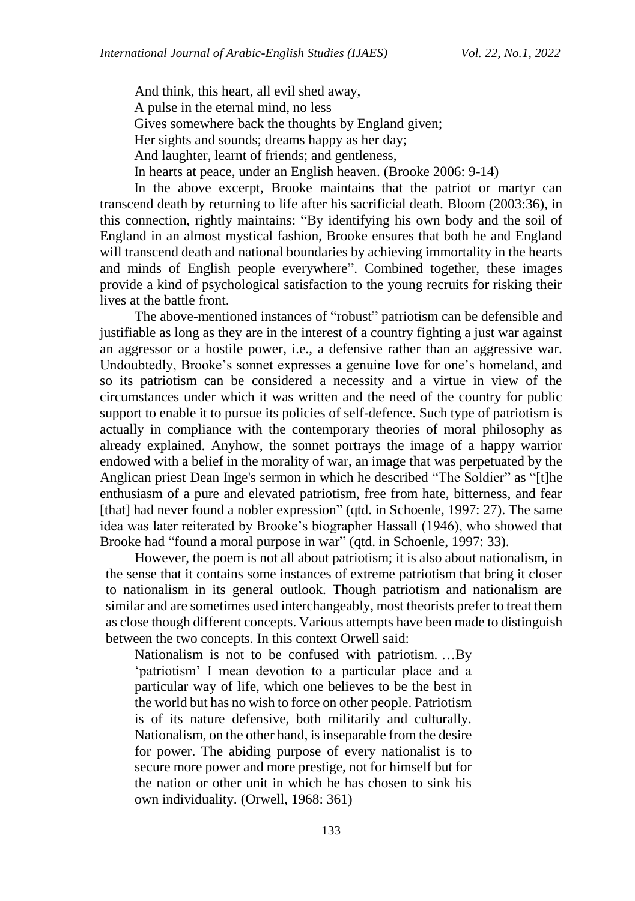> And think, this heart, all evil shed away,
> A pulse in the eternal mind, no less
> Gives somewhere back the thoughts by England given;
> Her sights and sounds; dreams happy as her day;
> And laughter, learnt of friends; and gentleness,
> In hearts at peace, under an English heaven. (Brooke 2006: 9-14)

In the above excerpt, Brooke maintains that the patriot or martyr can transcend death by returning to life after his sacrificial death. Bloom (2003:36), in this connection, rightly maintains: "By identifying his own body and the soil of England in an almost mystical fashion, Brooke ensures that both he and England will transcend death and national boundaries by achieving immortality in the hearts and minds of English people everywhere". Combined together, these images provide a kind of psychological satisfaction to the young recruits for risking their lives at the battle front.

The above-mentioned instances of "robust" patriotism can be defensible and justifiable as long as they are in the interest of a country fighting a just war against an aggressor or a hostile power, i.e., a defensive rather than an aggressive war. Undoubtedly, Brooke's sonnet expresses a genuine love for one's homeland, and so its patriotism can be considered a necessity and a virtue in view of the circumstances under which it was written and the need of the country for public support to enable it to pursue its policies of self-defence. Such type of patriotism is actually in compliance with the contemporary theories of moral philosophy as already explained. Anyhow, the sonnet portrays the image of a happy warrior endowed with a belief in the morality of war, an image that was perpetuated by the Anglican priest Dean Inge's sermon in which he described "The Soldier" as "[t]he enthusiasm of a pure and elevated patriotism, free from hate, bitterness, and fear [that] had never found a nobler expression" (qtd. in Schoenle, 1997: 27). The same idea was later reiterated by Brooke's biographer Hassall (1946), who showed that Brooke had "found a moral purpose in war" (qtd. in Schoenle, 1997: 33).

However, the poem is not all about patriotism; it is also about nationalism, in the sense that it contains some instances of extreme patriotism that bring it closer to nationalism in its general outlook. Though patriotism and nationalism are similar and are sometimes used interchangeably, most theorists prefer to treat them as close though different concepts. Various attempts have been made to distinguish between the two concepts. In this context Orwell said:

> Nationalism is not to be confused with patriotism. …By 'patriotism' I mean devotion to a particular place and a particular way of life, which one believes to be the best in the world but has no wish to force on other people. Patriotism is of its nature defensive, both militarily and culturally. Nationalism, on the other hand, is inseparable from the desire for power. The abiding purpose of every nationalist is to secure more power and more prestige, not for himself but for the nation or other unit in which he has chosen to sink his own individuality. (Orwell, 1968: 361)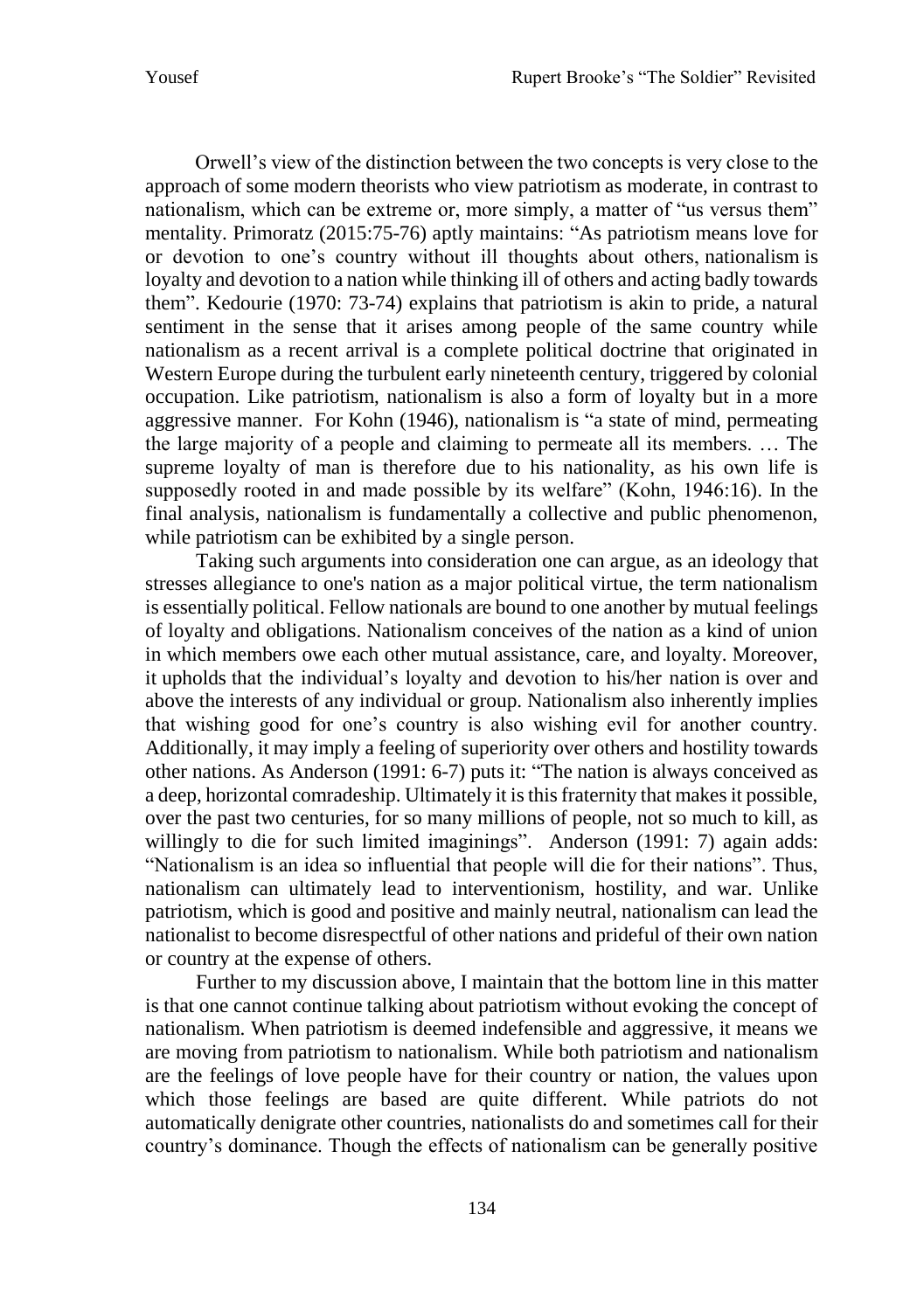Orwell's view of the distinction between the two concepts is very close to the approach of some modern theorists who view patriotism as moderate, in contrast to nationalism, which can be extreme or, more simply, a matter of "us versus them" mentality. Primoratz (2015:75-76) aptly maintains: "As patriotism means love for or devotion to one's country without ill thoughts about others, nationalism is loyalty and devotion to a nation while thinking ill of others and acting badly towards them". Kedourie (1970: 73-74) explains that patriotism is akin to pride, a natural sentiment in the sense that it arises among people of the same country while nationalism as a recent arrival is a complete political doctrine that originated in Western Europe during the turbulent early nineteenth century, triggered by colonial occupation. Like patriotism, nationalism is also a form of loyalty but in a more aggressive manner. For Kohn (1946), nationalism is "a state of mind, permeating the large majority of a people and claiming to permeate all its members. … The supreme loyalty of man is therefore due to his nationality, as his own life is supposedly rooted in and made possible by its welfare" (Kohn, 1946:16). In the final analysis, nationalism is fundamentally a collective and public phenomenon, while patriotism can be exhibited by a single person.

Taking such arguments into consideration one can argue, as an ideology that stresses allegiance to one's nation as a major political virtue, the term nationalism is essentially political. Fellow nationals are bound to one another by mutual feelings of loyalty and obligations. Nationalism conceives of the nation as a kind of union in which members owe each other mutual assistance, care, and loyalty. Moreover, it upholds that the individual's loyalty and devotion to his/her nation is over and above the interests of any individual or group. Nationalism also inherently implies that wishing good for one's country is also wishing evil for another country. Additionally, it may imply a feeling of superiority over others and hostility towards other nations. As Anderson (1991: 6-7) puts it: "The nation is always conceived as a deep, horizontal comradeship. Ultimately it is this fraternity that makes it possible, over the past two centuries, for so many millions of people, not so much to kill, as willingly to die for such limited imaginings". Anderson (1991: 7) again adds: "Nationalism is an idea so influential that people will die for their nations". Thus, nationalism can ultimately lead to interventionism, hostility, and war. Unlike patriotism, which is good and positive and mainly neutral, nationalism can lead the nationalist to become disrespectful of other nations and prideful of their own nation or country at the expense of others.

Further to my discussion above, I maintain that the bottom line in this matter is that one cannot continue talking about patriotism without evoking the concept of nationalism. When patriotism is deemed indefensible and aggressive, it means we are moving from patriotism to nationalism. While both patriotism and nationalism are the feelings of love people have for their country or nation, the values upon which those feelings are based are quite different. While patriots do not automatically denigrate other countries, nationalists do and sometimes call for their country's dominance. Though the effects of nationalism can be generally positive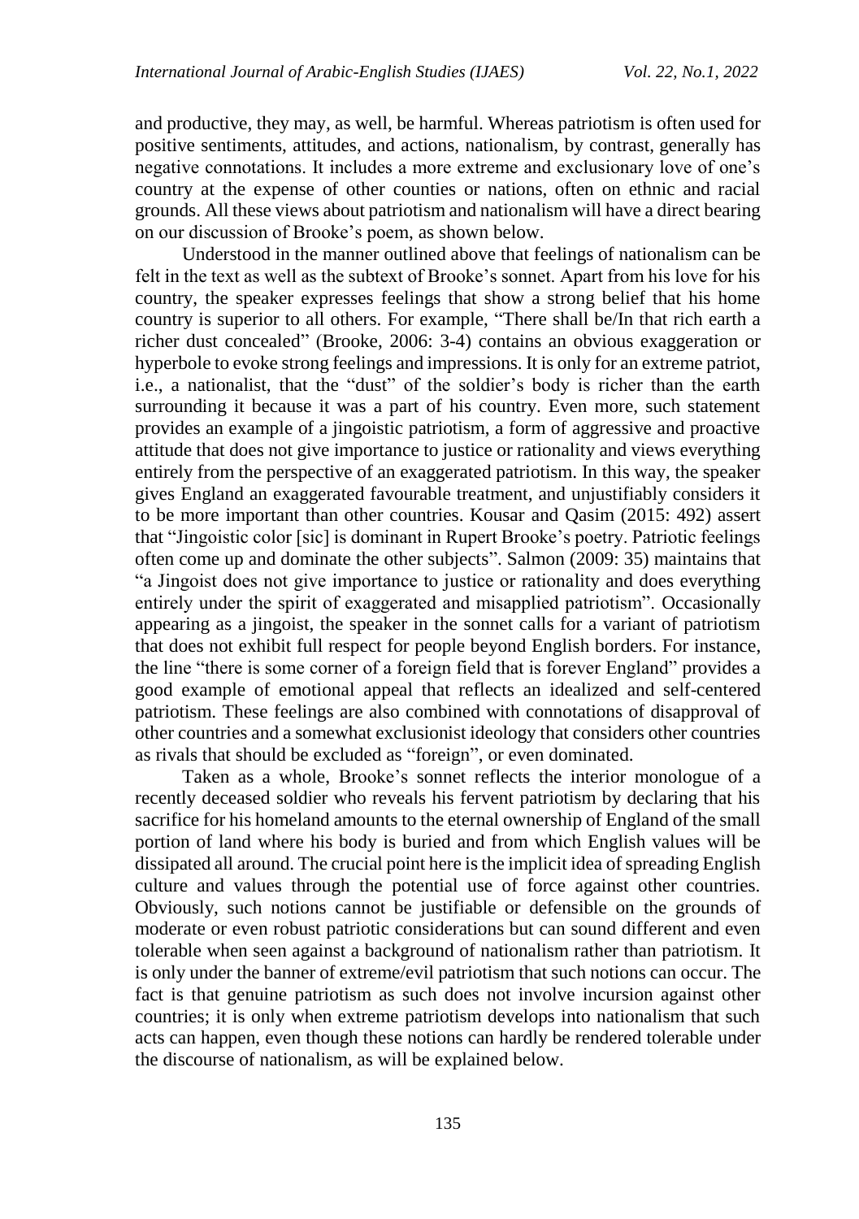and productive, they may, as well, be harmful. Whereas patriotism is often used for positive sentiments, attitudes, and actions, nationalism, by contrast, generally has negative connotations. It includes a more extreme and exclusionary love of one's country at the expense of other counties or nations, often on ethnic and racial grounds. All these views about patriotism and nationalism will have a direct bearing on our discussion of Brooke's poem, as shown below.

Understood in the manner outlined above that feelings of nationalism can be felt in the text as well as the subtext of Brooke's sonnet. Apart from his love for his country, the speaker expresses feelings that show a strong belief that his home country is superior to all others. For example, "There shall be/In that rich earth a richer dust concealed" (Brooke, 2006: 3-4) contains an obvious exaggeration or hyperbole to evoke strong feelings and impressions. It is only for an extreme patriot, i.e., a nationalist, that the "dust" of the soldier's body is richer than the earth surrounding it because it was a part of his country. Even more, such statement provides an example of a jingoistic patriotism, a form of aggressive and proactive attitude that does not give importance to justice or rationality and views everything entirely from the perspective of an exaggerated patriotism. In this way, the speaker gives England an exaggerated favourable treatment, and unjustifiably considers it to be more important than other countries. Kousar and Qasim (2015: 492) assert that "Jingoistic color [sic] is dominant in Rupert Brooke's poetry. Patriotic feelings often come up and dominate the other subjects". Salmon (2009: 35) maintains that "a Jingoist does not give importance to justice or rationality and does everything entirely under the spirit of exaggerated and misapplied patriotism". Occasionally appearing as a jingoist, the speaker in the sonnet calls for a variant of patriotism that does not exhibit full respect for people beyond English borders. For instance, the line "there is some corner of a foreign field that is forever England" provides a good example of emotional appeal that reflects an idealized and self-centered patriotism. These feelings are also combined with connotations of disapproval of other countries and a somewhat exclusionist ideology that considers other countries as rivals that should be excluded as "foreign", or even dominated.

Taken as a whole, Brooke's sonnet reflects the interior monologue of a recently deceased soldier who reveals his fervent patriotism by declaring that his sacrifice for his homeland amounts to the eternal ownership of England of the small portion of land where his body is buried and from which English values will be dissipated all around. The crucial point here is the implicit idea of spreading English culture and values through the potential use of force against other countries. Obviously, such notions cannot be justifiable or defensible on the grounds of moderate or even robust patriotic considerations but can sound different and even tolerable when seen against a background of nationalism rather than patriotism. It is only under the banner of extreme/evil patriotism that such notions can occur. The fact is that genuine patriotism as such does not involve incursion against other countries; it is only when extreme patriotism develops into nationalism that such acts can happen, even though these notions can hardly be rendered tolerable under the discourse of nationalism, as will be explained below.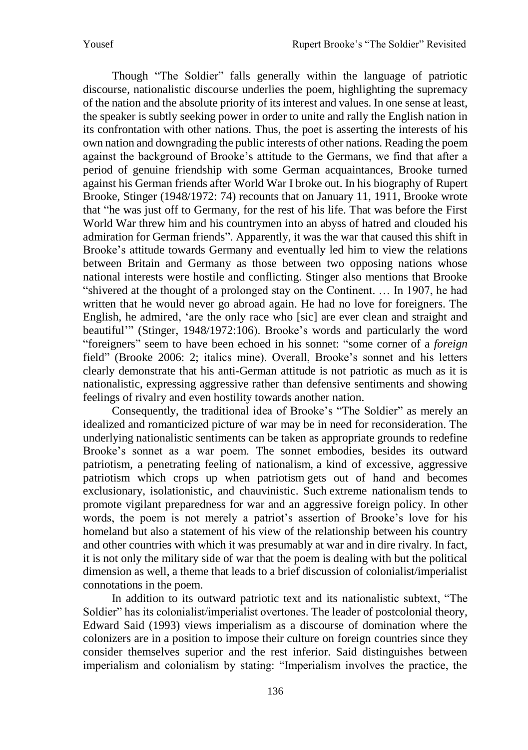Though "The Soldier" falls generally within the language of patriotic discourse, nationalistic discourse underlies the poem, highlighting the supremacy of the nation and the absolute priority of its interest and values. In one sense at least, the speaker is subtly seeking power in order to unite and rally the English nation in its confrontation with other nations. Thus, the poet is asserting the interests of his own nation and downgrading the public interests of other nations. Reading the poem against the background of Brooke's attitude to the Germans, we find that after a period of genuine friendship with some German acquaintances, Brooke turned against his German friends after World War I broke out. In his biography of Rupert Brooke, Stinger (1948/1972: 74) recounts that on January 11, 1911, Brooke wrote that "he was just off to Germany, for the rest of his life. That was before the First World War threw him and his countrymen into an abyss of hatred and clouded his admiration for German friends". Apparently, it was the war that caused this shift in Brooke's attitude towards Germany and eventually led him to view the relations between Britain and Germany as those between two opposing nations whose national interests were hostile and conflicting. Stinger also mentions that Brooke "shivered at the thought of a prolonged stay on the Continent. … In 1907, he had written that he would never go abroad again. He had no love for foreigners. The English, he admired, 'are the only race who [sic] are ever clean and straight and beautiful'" (Stinger, 1948/1972:106). Brooke's words and particularly the word "foreigners" seem to have been echoed in his sonnet: "some corner of a *foreign* field" (Brooke 2006: 2; italics mine). Overall, Brooke's sonnet and his letters clearly demonstrate that his anti-German attitude is not patriotic as much as it is nationalistic, expressing aggressive rather than defensive sentiments and showing feelings of rivalry and even hostility towards another nation.

Consequently, the traditional idea of Brooke's "The Soldier" as merely an idealized and romanticized picture of war may be in need for reconsideration. The underlying nationalistic sentiments can be taken as appropriate grounds to redefine Brooke's sonnet as a war poem. The sonnet embodies, besides its outward patriotism, a penetrating feeling of nationalism, a kind of excessive, aggressive patriotism which crops up when patriotism gets out of hand and becomes exclusionary, isolationistic, and chauvinistic. Such extreme nationalism tends to promote vigilant preparedness for war and an aggressive foreign policy. In other words, the poem is not merely a patriot's assertion of Brooke's love for his homeland but also a statement of his view of the relationship between his country and other countries with which it was presumably at war and in dire rivalry. In fact, it is not only the military side of war that the poem is dealing with but the political dimension as well, a theme that leads to a brief discussion of colonialist/imperialist connotations in the poem.

In addition to its outward patriotic text and its nationalistic subtext, "The Soldier" has its colonialist/imperialist overtones. The leader of postcolonial theory, Edward Said (1993) views imperialism as a discourse of domination where the colonizers are in a position to impose their culture on foreign countries since they consider themselves superior and the rest inferior. Said distinguishes between imperialism and colonialism by stating: "Imperialism involves the practice, the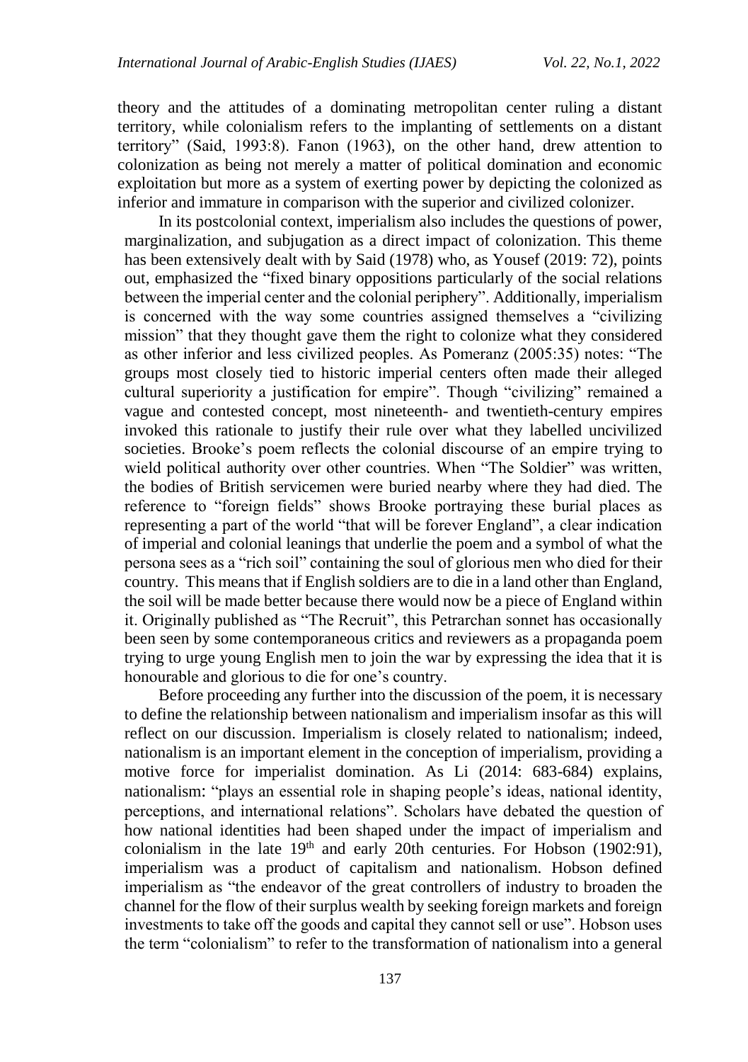theory and the attitudes of a dominating metropolitan center ruling a distant territory, while colonialism refers to the implanting of settlements on a distant territory" (Said, 1993:8). Fanon (1963), on the other hand, drew attention to colonization as being not merely a matter of political domination and economic exploitation but more as a system of exerting power by depicting the colonized as inferior and immature in comparison with the superior and civilized colonizer.

In its postcolonial context, imperialism also includes the questions of power, marginalization, and subjugation as a direct impact of colonization. This theme has been extensively dealt with by Said (1978) who, as Yousef (2019: 72), points out, emphasized the "fixed binary oppositions particularly of the social relations between the imperial center and the colonial periphery". Additionally, imperialism is concerned with the way some countries assigned themselves a "civilizing mission" that they thought gave them the right to colonize what they considered as other inferior and less civilized peoples. As Pomeranz (2005:35) notes: "The groups most closely tied to historic imperial centers often made their alleged cultural superiority a justification for empire". Though "civilizing" remained a vague and contested concept, most nineteenth- and twentieth-century empires invoked this rationale to justify their rule over what they labelled uncivilized societies. Brooke's poem reflects the colonial discourse of an empire trying to wield political authority over other countries. When "The Soldier" was written, the bodies of British servicemen were buried nearby where they had died. The reference to "foreign fields" shows Brooke portraying these burial places as representing a part of the world "that will be forever England", a clear indication of imperial and colonial leanings that underlie the poem and a symbol of what the persona sees as a "rich soil" containing the soul of glorious men who died for their country. This means that if English soldiers are to die in a land other than England, the soil will be made better because there would now be a piece of England within it. Originally published as "The Recruit", this Petrarchan sonnet has occasionally been seen by some contemporaneous critics and reviewers as a propaganda poem trying to urge young English men to join the war by expressing the idea that it is honourable and glorious to die for one's country.

Before proceeding any further into the discussion of the poem, it is necessary to define the relationship between nationalism and imperialism insofar as this will reflect on our discussion. Imperialism is closely related to nationalism; indeed, nationalism is an important element in the conception of imperialism, providing a motive force for imperialist domination. As Li (2014: 683-684) explains, nationalism: "plays an essential role in shaping people's ideas, national identity, perceptions, and international relations". Scholars have debated the question of how national identities had been shaped under the impact of imperialism and colonialism in the late 19th and early 20th centuries. For Hobson (1902:91), imperialism was a product of capitalism and nationalism. Hobson defined imperialism as "the endeavor of the great controllers of industry to broaden the channel for the flow of their surplus wealth by seeking foreign markets and foreign investments to take off the goods and capital they cannot sell or use". Hobson uses the term "colonialism" to refer to the transformation of nationalism into a general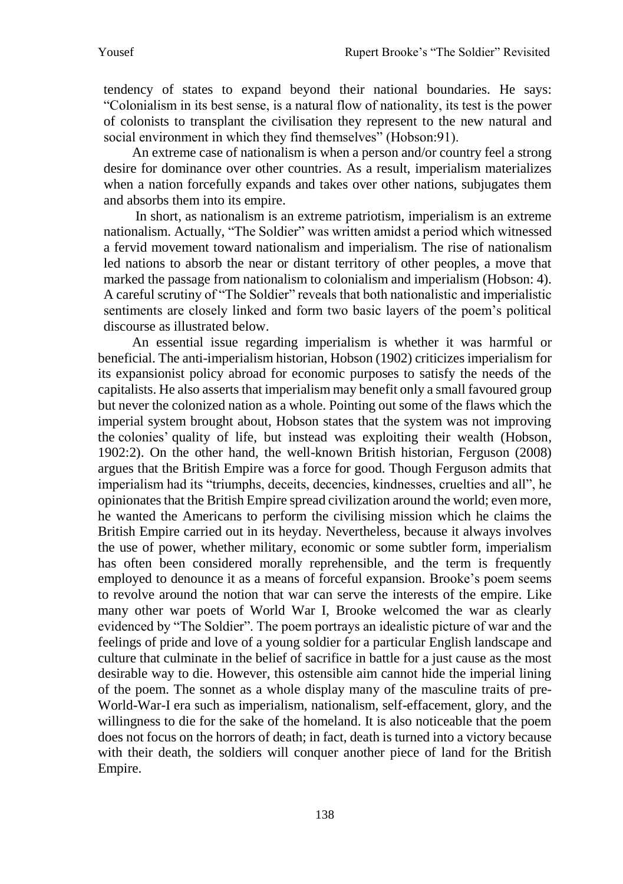tendency of states to expand beyond their national boundaries. He says: "Colonialism in its best sense, is a natural flow of nationality, its test is the power of colonists to transplant the civilisation they represent to the new natural and social environment in which they find themselves" (Hobson:91).

An extreme case of nationalism is when a person and/or country feel a strong desire for dominance over other countries. As a result, imperialism materializes when a nation forcefully expands and takes over other nations, subjugates them and absorbs them into its empire.

In short, as nationalism is an extreme patriotism, imperialism is an extreme nationalism. Actually, "The Soldier" was written amidst a period which witnessed a fervid movement toward nationalism and imperialism. The rise of nationalism led nations to absorb the near or distant territory of other peoples, a move that marked the passage from nationalism to colonialism and imperialism (Hobson: 4). A careful scrutiny of "The Soldier" reveals that both nationalistic and imperialistic sentiments are closely linked and form two basic layers of the poem's political discourse as illustrated below.

An essential issue regarding imperialism is whether it was harmful or beneficial. The anti-imperialism historian, Hobson (1902) criticizes imperialism for its expansionist policy abroad for economic purposes to satisfy the needs of the capitalists. He also asserts that imperialism may benefit only a small favoured group but never the colonized nation as a whole. Pointing out some of the flaws which the imperial system brought about, Hobson states that the system was not improving the colonies' quality of life, but instead was exploiting their wealth (Hobson, 1902:2). On the other hand, the well-known British historian, Ferguson (2008) argues that the British Empire was a force for good. Though Ferguson admits that imperialism had its "triumphs, deceits, decencies, kindnesses, cruelties and all", he opinionates that the British Empire spread civilization around the world; even more, he wanted the Americans to perform the civilising mission which he claims the British Empire carried out in its heyday. Nevertheless, because it always involves the use of power, whether military, economic or some subtler form, imperialism has often been considered morally reprehensible, and the term is frequently employed to denounce it as a means of forceful expansion. Brooke's poem seems to revolve around the notion that war can serve the interests of the empire. Like many other war poets of World War I, Brooke welcomed the war as clearly evidenced by "The Soldier". The poem portrays an idealistic picture of war and the feelings of pride and love of a young soldier for a particular English landscape and culture that culminate in the belief of sacrifice in battle for a just cause as the most desirable way to die. However, this ostensible aim cannot hide the imperial lining of the poem. The sonnet as a whole display many of the masculine traits of pre-World-War-I era such as imperialism, nationalism, self-effacement, glory, and the willingness to die for the sake of the homeland. It is also noticeable that the poem does not focus on the horrors of death; in fact, death is turned into a victory because with their death, the soldiers will conquer another piece of land for the British Empire.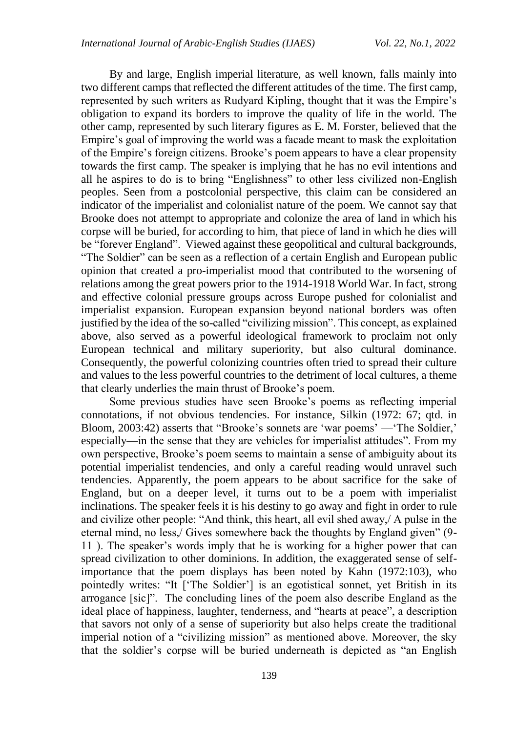By and large, English imperial literature, as well known, falls mainly into two different camps that reflected the different attitudes of the time. The first camp, represented by such writers as Rudyard Kipling, thought that it was the Empire's obligation to expand its borders to improve the quality of life in the world. The other camp, represented by such literary figures as E. M. Forster, believed that the Empire's goal of improving the world was a facade meant to mask the exploitation of the Empire's foreign citizens. Brooke's poem appears to have a clear propensity towards the first camp. The speaker is implying that he has no evil intentions and all he aspires to do is to bring "Englishness" to other less civilized non-English peoples. Seen from a postcolonial perspective, this claim can be considered an indicator of the imperialist and colonialist nature of the poem. We cannot say that Brooke does not attempt to appropriate and colonize the area of land in which his corpse will be buried, for according to him, that piece of land in which he dies will be "forever England". Viewed against these geopolitical and cultural backgrounds, "The Soldier" can be seen as a reflection of a certain English and European public opinion that created a pro-imperialist mood that contributed to the worsening of relations among the great powers prior to the 1914-1918 World War. In fact, strong and effective colonial pressure groups across Europe pushed for colonialist and imperialist expansion. European expansion beyond national borders was often justified by the idea of the so-called "civilizing mission". This concept, as explained above, also served as a powerful ideological framework to proclaim not only European technical and military superiority, but also cultural dominance. Consequently, the powerful colonizing countries often tried to spread their culture and values to the less powerful countries to the detriment of local cultures, a theme that clearly underlies the main thrust of Brooke's poem.

Some previous studies have seen Brooke's poems as reflecting imperial connotations, if not obvious tendencies. For instance, Silkin (1972: 67; qtd. in Bloom, 2003:42) asserts that "Brooke's sonnets are 'war poems' —'The Soldier,' especially—in the sense that they are vehicles for imperialist attitudes". From my own perspective, Brooke's poem seems to maintain a sense of ambiguity about its potential imperialist tendencies, and only a careful reading would unravel such tendencies. Apparently, the poem appears to be about sacrifice for the sake of England, but on a deeper level, it turns out to be a poem with imperialist inclinations. The speaker feels it is his destiny to go away and fight in order to rule and civilize other people: "And think, this heart, all evil shed away,/ A pulse in the eternal mind, no less,/ Gives somewhere back the thoughts by England given" (9-11 ). The speaker's words imply that he is working for a higher power that can spread civilization to other dominions. In addition, the exaggerated sense of self-importance that the poem displays has been noted by Kahn (1972:103), who pointedly writes: "It ['The Soldier'] is an egotistical sonnet, yet British in its arrogance [sic]". The concluding lines of the poem also describe England as the ideal place of happiness, laughter, tenderness, and "hearts at peace", a description that savors not only of a sense of superiority but also helps create the traditional imperial notion of a "civilizing mission" as mentioned above. Moreover, the sky that the soldier's corpse will be buried underneath is depicted as "an English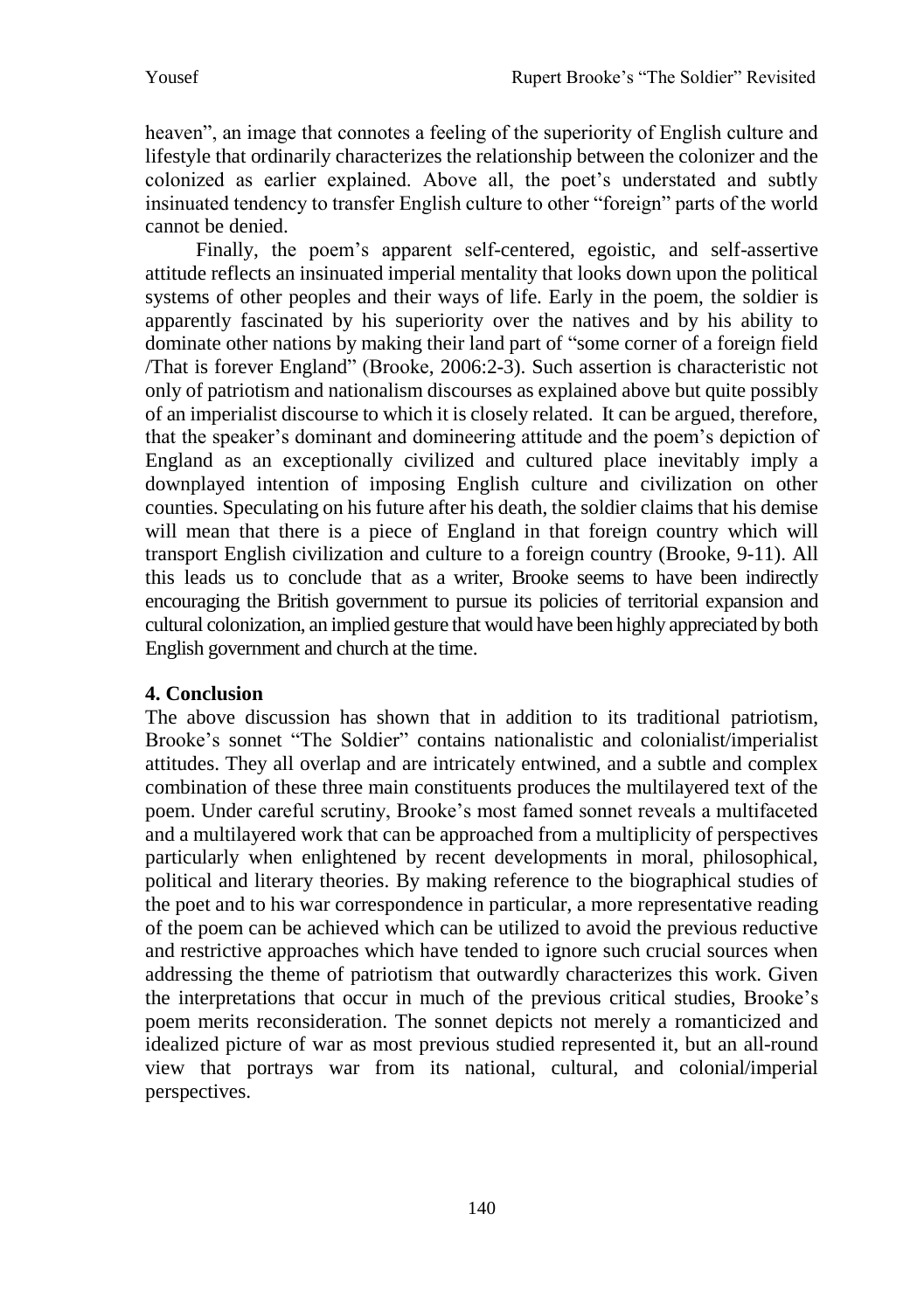heaven", an image that connotes a feeling of the superiority of English culture and lifestyle that ordinarily characterizes the relationship between the colonizer and the colonized as earlier explained. Above all, the poet's understated and subtly insinuated tendency to transfer English culture to other "foreign" parts of the world cannot be denied.

Finally, the poem's apparent self-centered, egoistic, and self-assertive attitude reflects an insinuated imperial mentality that looks down upon the political systems of other peoples and their ways of life. Early in the poem, the soldier is apparently fascinated by his superiority over the natives and by his ability to dominate other nations by making their land part of "some corner of a foreign field /That is forever England" (Brooke, 2006:2-3). Such assertion is characteristic not only of patriotism and nationalism discourses as explained above but quite possibly of an imperialist discourse to which it is closely related. It can be argued, therefore, that the speaker's dominant and domineering attitude and the poem's depiction of England as an exceptionally civilized and cultured place inevitably imply a downplayed intention of imposing English culture and civilization on other counties. Speculating on his future after his death, the soldier claims that his demise will mean that there is a piece of England in that foreign country which will transport English civilization and culture to a foreign country (Brooke, 9-11). All this leads us to conclude that as a writer, Brooke seems to have been indirectly encouraging the British government to pursue its policies of territorial expansion and cultural colonization, an implied gesture that would have been highly appreciated by both English government and church at the time.

## 4. Conclusion

The above discussion has shown that in addition to its traditional patriotism, Brooke's sonnet "The Soldier" contains nationalistic and colonialist/imperialist attitudes. They all overlap and are intricately entwined, and a subtle and complex combination of these three main constituents produces the multilayered text of the poem. Under careful scrutiny, Brooke's most famed sonnet reveals a multifaceted and a multilayered work that can be approached from a multiplicity of perspectives particularly when enlightened by recent developments in moral, philosophical, political and literary theories. By making reference to the biographical studies of the poet and to his war correspondence in particular, a more representative reading of the poem can be achieved which can be utilized to avoid the previous reductive and restrictive approaches which have tended to ignore such crucial sources when addressing the theme of patriotism that outwardly characterizes this work. Given the interpretations that occur in much of the previous critical studies, Brooke's poem merits reconsideration. The sonnet depicts not merely a romanticized and idealized picture of war as most previous studied represented it, but an all-round view that portrays war from its national, cultural, and colonial/imperial perspectives.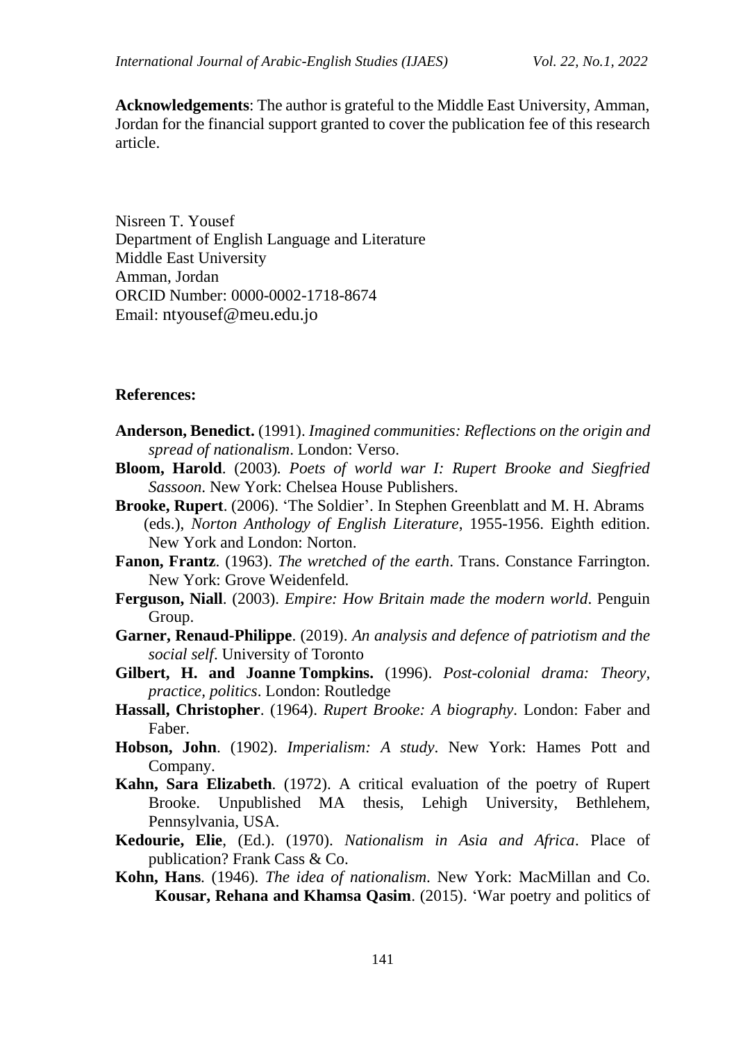**Acknowledgements**: The author is grateful to the Middle East University, Amman, Jordan for the financial support granted to cover the publication fee of this research article.

Nisreen T. Yousef
Department of English Language and Literature
Middle East University
Amman, Jordan
ORCID Number: 0000-0002-1718-8674
Email: ntyousef@meu.edu.jo

**References:**

**Anderson, Benedict.** (1991). *Imagined communities: Reflections on the origin and spread of nationalism*. London: Verso.

**Bloom, Harold**. (2003). *Poets of world war I: Rupert Brooke and Siegfried Sassoon*. New York: Chelsea House Publishers.

**Brooke, Rupert**. (2006). 'The Soldier'. In Stephen Greenblatt and M. H. Abrams (eds.), *Norton Anthology of English Literature*, 1955-1956. Eighth edition. New York and London: Norton.

**Fanon, Frantz**. (1963). *The wretched of the earth*. Trans. Constance Farrington. New York: Grove Weidenfeld.

**Ferguson, Niall**. (2003). *Empire: How Britain made the modern world*. Penguin Group.

**Garner, Renaud-Philippe**. (2019). *An analysis and defence of patriotism and the social self*. University of Toronto

**Gilbert, H. and Joanne Tompkins.** (1996). *Post-colonial drama: Theory, practice, politics*. London: Routledge

**Hassall, Christopher**. (1964). *Rupert Brooke: A biography*. London: Faber and Faber.

**Hobson, John**. (1902). *Imperialism: A study*. New York: Hames Pott and Company.

**Kahn, Sara Elizabeth**. (1972). A critical evaluation of the poetry of Rupert Brooke. Unpublished MA thesis, Lehigh University, Bethlehem, Pennsylvania, USA.

**Kedourie, Elie**, (Ed.). (1970). *Nationalism in Asia and Africa*. Place of publication? Frank Cass & Co.

**Kohn, Hans**. (1946). *The idea of nationalism*. New York: MacMillan and Co.

**Kousar, Rehana and Khamsa Qasim**. (2015). 'War poetry and politics of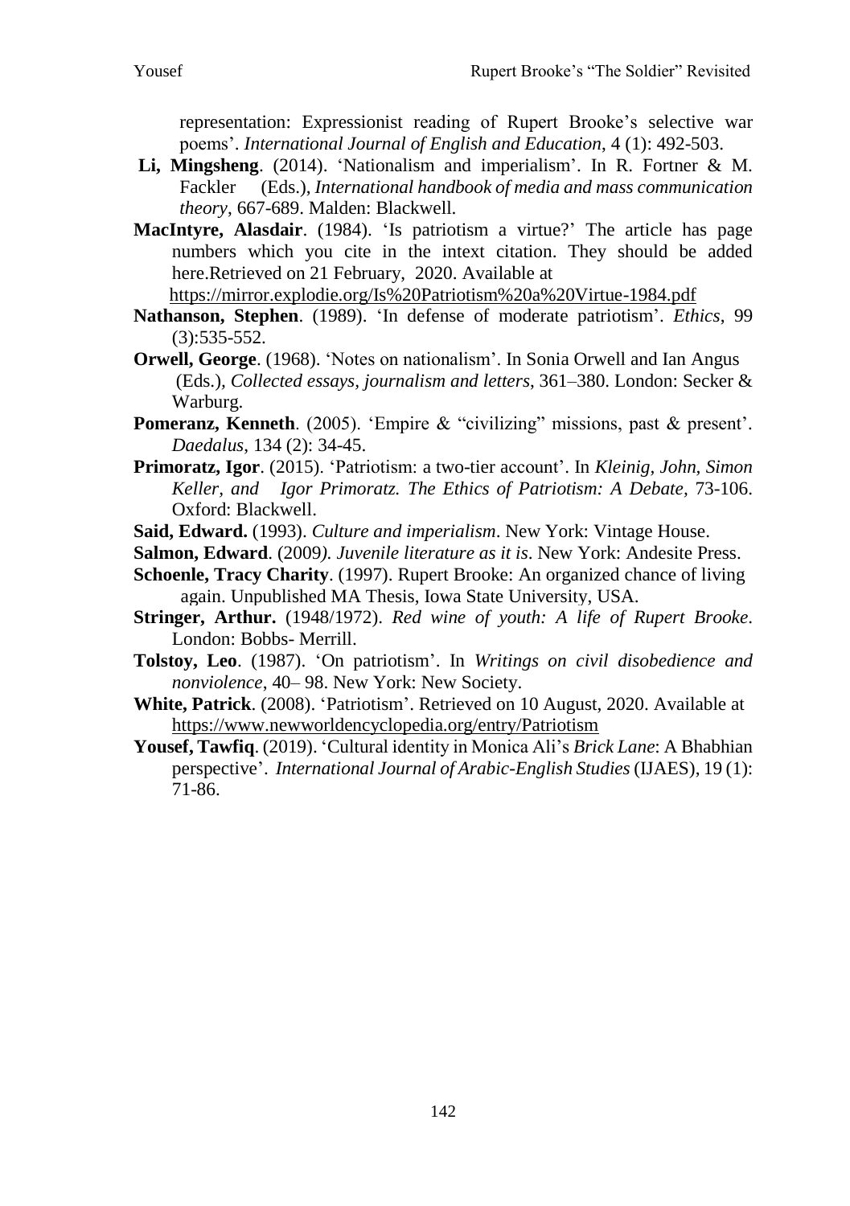representation: Expressionist reading of Rupert Brooke's selective war poems'. *International Journal of English and Education*, 4 (1): 492-503.

**Li, Mingsheng**. (2014). 'Nationalism and imperialism'. In R. Fortner & M. Fackler (Eds.), *International handbook of media and mass communication theory*, 667-689. Malden: Blackwell.

**MacIntyre, Alasdair**. (1984). 'Is patriotism a virtue?' The article has page numbers which you cite in the intext citation. They should be added here.Retrieved on 21 February, 2020. Available at https://mirror.explodie.org/Is%20Patriotism%20a%20Virtue-1984.pdf

**Nathanson, Stephen**. (1989). 'In defense of moderate patriotism'. *Ethics*, 99 (3):535-552.

**Orwell, George**. (1968). 'Notes on nationalism'. In Sonia Orwell and Ian Angus (Eds.), *Collected essays, journalism and letters*, 361–380. London: Secker & Warburg.

**Pomeranz, Kenneth**. (2005). 'Empire & "civilizing" missions, past & present'. *Daedalus*, 134 (2): 34-45.

**Primoratz, Igor**. (2015). 'Patriotism: a two-tier account'. In *Kleinig, John, Simon Keller, and Igor Primoratz. The Ethics of Patriotism: A Debate*, 73-106. Oxford: Blackwell.

**Said, Edward.** (1993). *Culture and imperialism*. New York: Vintage House.

**Salmon, Edward**. (2009). *Juvenile literature as it is*. New York: Andesite Press.

**Schoenle, Tracy Charity**. (1997). Rupert Brooke: An organized chance of living again. Unpublished MA Thesis, Iowa State University, USA.

**Stringer, Arthur.** (1948/1972). *Red wine of youth: A life of Rupert Brooke*. London: Bobbs- Merrill.

**Tolstoy, Leo**. (1987). 'On patriotism'. In *Writings on civil disobedience and nonviolence*, 40– 98. New York: New Society.

**White, Patrick**. (2008). 'Patriotism'. Retrieved on 10 August, 2020. Available at https://www.newworldencyclopedia.org/entry/Patriotism

**Yousef, Tawfiq**. (2019). 'Cultural identity in Monica Ali's *Brick Lane*: A Bhabhian perspective'. *International Journal of Arabic-English Studies* (IJAES), 19 (1): 71-86.